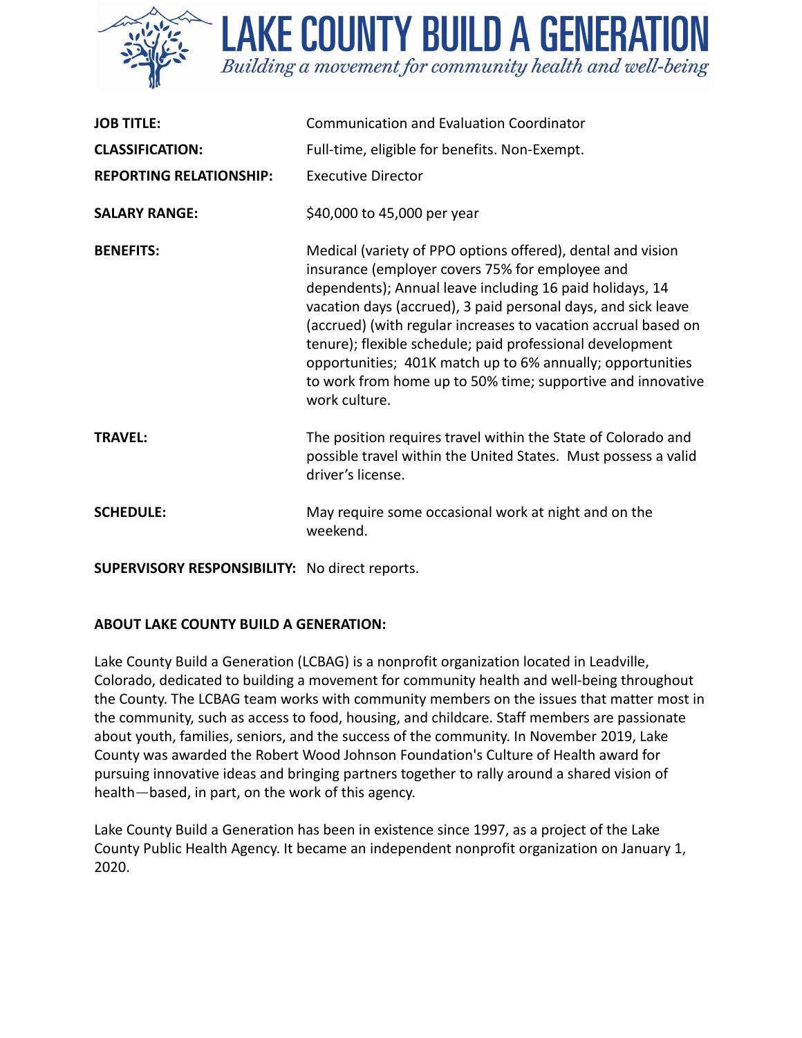# LAKE COUNTY BUILD A GENERATION

*Building a movement for community health and well-being*

| | |
|---|---|
| **JOB TITLE:** | Communication and Evaluation Coordinator |
| **CLASSIFICATION:** | Full-time, eligible for benefits. Non-Exempt. |
| **REPORTING RELATIONSHIP:** | Executive Director |
| **SALARY RANGE:** | $40,000 to 45,000 per year |
| **BENEFITS:** | Medical (variety of PPO options offered), dental and vision insurance (employer covers 75% for employee and dependents); Annual leave including 16 paid holidays, 14 vacation days (accrued), 3 paid personal days, and sick leave (accrued) (with regular increases to vacation accrual based on tenure); flexible schedule; paid professional development opportunities; 401K match up to 6% annually; opportunities to work from home up to 50% time; supportive and innovative work culture. |
| **TRAVEL:** | The position requires travel within the State of Colorado and possible travel within the United States. Must possess a valid driver's license. |
| **SCHEDULE:** | May require some occasional work at night and on the weekend. |
| **SUPERVISORY RESPONSIBILITY:** | No direct reports. |

**ABOUT LAKE COUNTY BUILD A GENERATION:**

Lake County Build a Generation (LCBAG) is a nonprofit organization located in Leadville, Colorado, dedicated to building a movement for community health and well-being throughout the County. The LCBAG team works with community members on the issues that matter most in the community, such as access to food, housing, and childcare. Staff members are passionate about youth, families, seniors, and the success of the community. In November 2019, Lake County was awarded the Robert Wood Johnson Foundation's Culture of Health award for pursuing innovative ideas and bringing partners together to rally around a shared vision of health—based, in part, on the work of this agency.

Lake County Build a Generation has been in existence since 1997, as a project of the Lake County Public Health Agency. It became an independent nonprofit organization on January 1, 2020.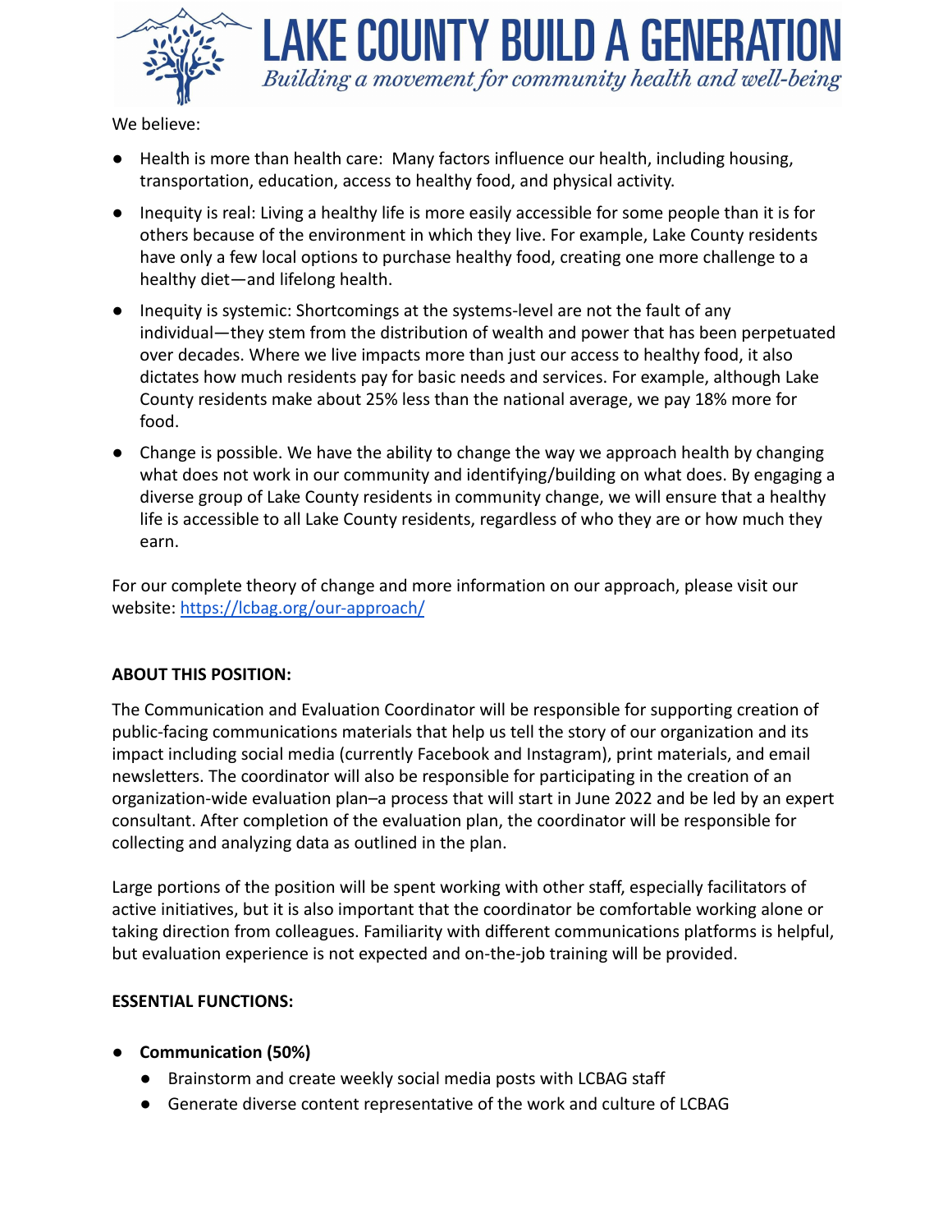# LAKE COUNTY BUILD A GENERATION

*Building a movement for community health and well-being*

We believe:

- Health is more than health care: Many factors influence our health, including housing, transportation, education, access to healthy food, and physical activity.
- Inequity is real: Living a healthy life is more easily accessible for some people than it is for others because of the environment in which they live. For example, Lake County residents have only a few local options to purchase healthy food, creating one more challenge to a healthy diet—and lifelong health.
- Inequity is systemic: Shortcomings at the systems-level are not the fault of any individual—they stem from the distribution of wealth and power that has been perpetuated over decades. Where we live impacts more than just our access to healthy food, it also dictates how much residents pay for basic needs and services. For example, although Lake County residents make about 25% less than the national average, we pay 18% more for food.
- Change is possible. We have the ability to change the way we approach health by changing what does not work in our community and identifying/building on what does. By engaging a diverse group of Lake County residents in community change, we will ensure that a healthy life is accessible to all Lake County residents, regardless of who they are or how much they earn.

For our complete theory of change and more information on our approach, please visit our website: [https://lcbag.org/our-approach/](https://lcbag.org/our-approach/)

**ABOUT THIS POSITION:**

The Communication and Evaluation Coordinator will be responsible for supporting creation of public-facing communications materials that help us tell the story of our organization and its impact including social media (currently Facebook and Instagram), print materials, and email newsletters. The coordinator will also be responsible for participating in the creation of an organization-wide evaluation plan–a process that will start in June 2022 and be led by an expert consultant. After completion of the evaluation plan, the coordinator will be responsible for collecting and analyzing data as outlined in the plan.

Large portions of the position will be spent working with other staff, especially facilitators of active initiatives, but it is also important that the coordinator be comfortable working alone or taking direction from colleagues. Familiarity with different communications platforms is helpful, but evaluation experience is not expected and on-the-job training will be provided.

**ESSENTIAL FUNCTIONS:**

- **Communication (50%)**
  - Brainstorm and create weekly social media posts with LCBAG staff
  - Generate diverse content representative of the work and culture of LCBAG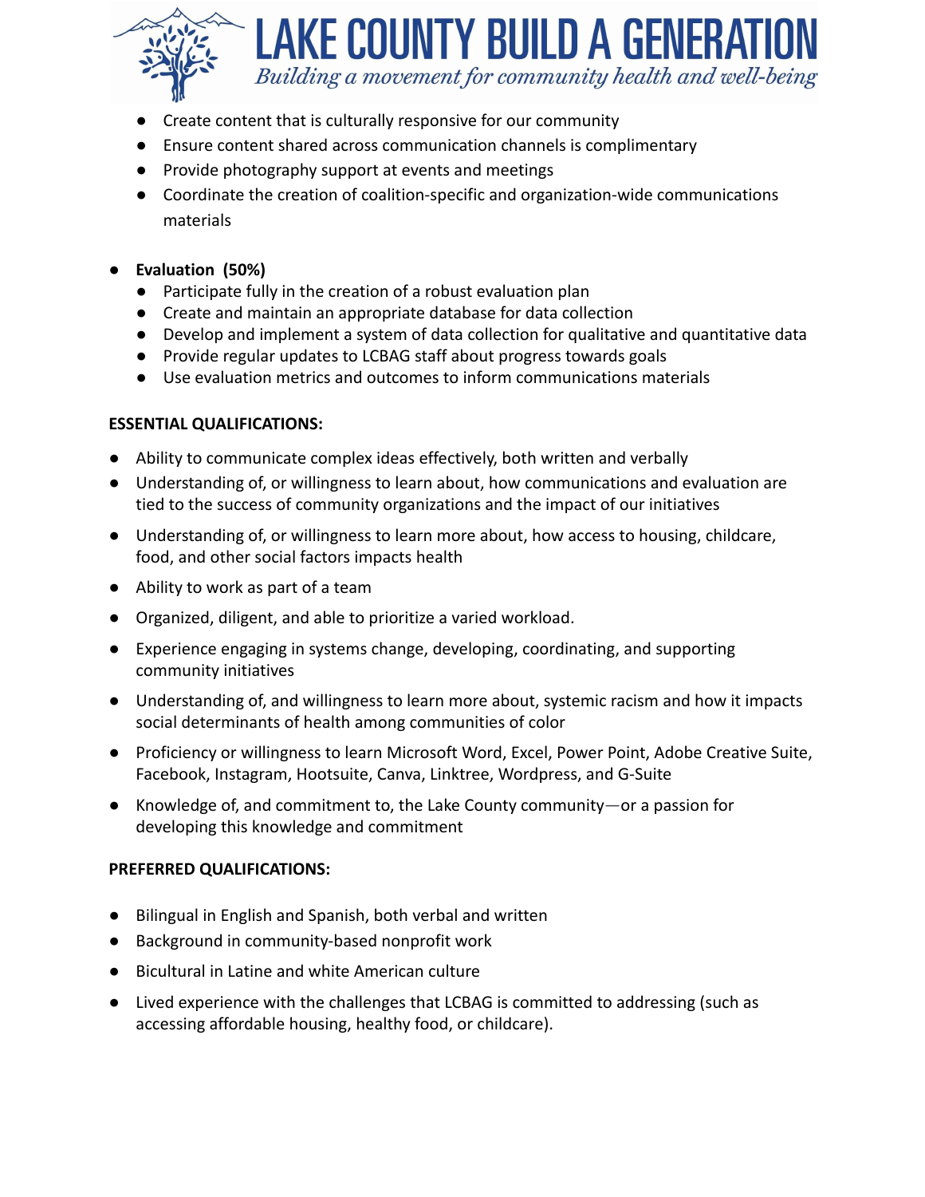- Create content that is culturally responsive for our community
- Ensure content shared across communication channels is complimentary
- Provide photography support at events and meetings
- Coordinate the creation of coalition-specific and organization-wide communications materials

- **Evaluation (50%)**
  - Participate fully in the creation of a robust evaluation plan
  - Create and maintain an appropriate database for data collection
  - Develop and implement a system of data collection for qualitative and quantitative data
  - Provide regular updates to LCBAG staff about progress towards goals
  - Use evaluation metrics and outcomes to inform communications materials

**ESSENTIAL QUALIFICATIONS:**

- Ability to communicate complex ideas effectively, both written and verbally
- Understanding of, or willingness to learn about, how communications and evaluation are tied to the success of community organizations and the impact of our initiatives
- Understanding of, or willingness to learn more about, how access to housing, childcare, food, and other social factors impacts health
- Ability to work as part of a team
- Organized, diligent, and able to prioritize a varied workload.
- Experience engaging in systems change, developing, coordinating, and supporting community initiatives
- Understanding of, and willingness to learn more about, systemic racism and how it impacts social determinants of health among communities of color
- Proficiency or willingness to learn Microsoft Word, Excel, Power Point, Adobe Creative Suite, Facebook, Instagram, Hootsuite, Canva, Linktree, Wordpress, and G-Suite
- Knowledge of, and commitment to, the Lake County community—or a passion for developing this knowledge and commitment

**PREFERRED QUALIFICATIONS:**

- Bilingual in English and Spanish, both verbal and written
- Background in community-based nonprofit work
- Bicultural in Latine and white American culture
- Lived experience with the challenges that LCBAG is committed to addressing (such as accessing affordable housing, healthy food, or childcare).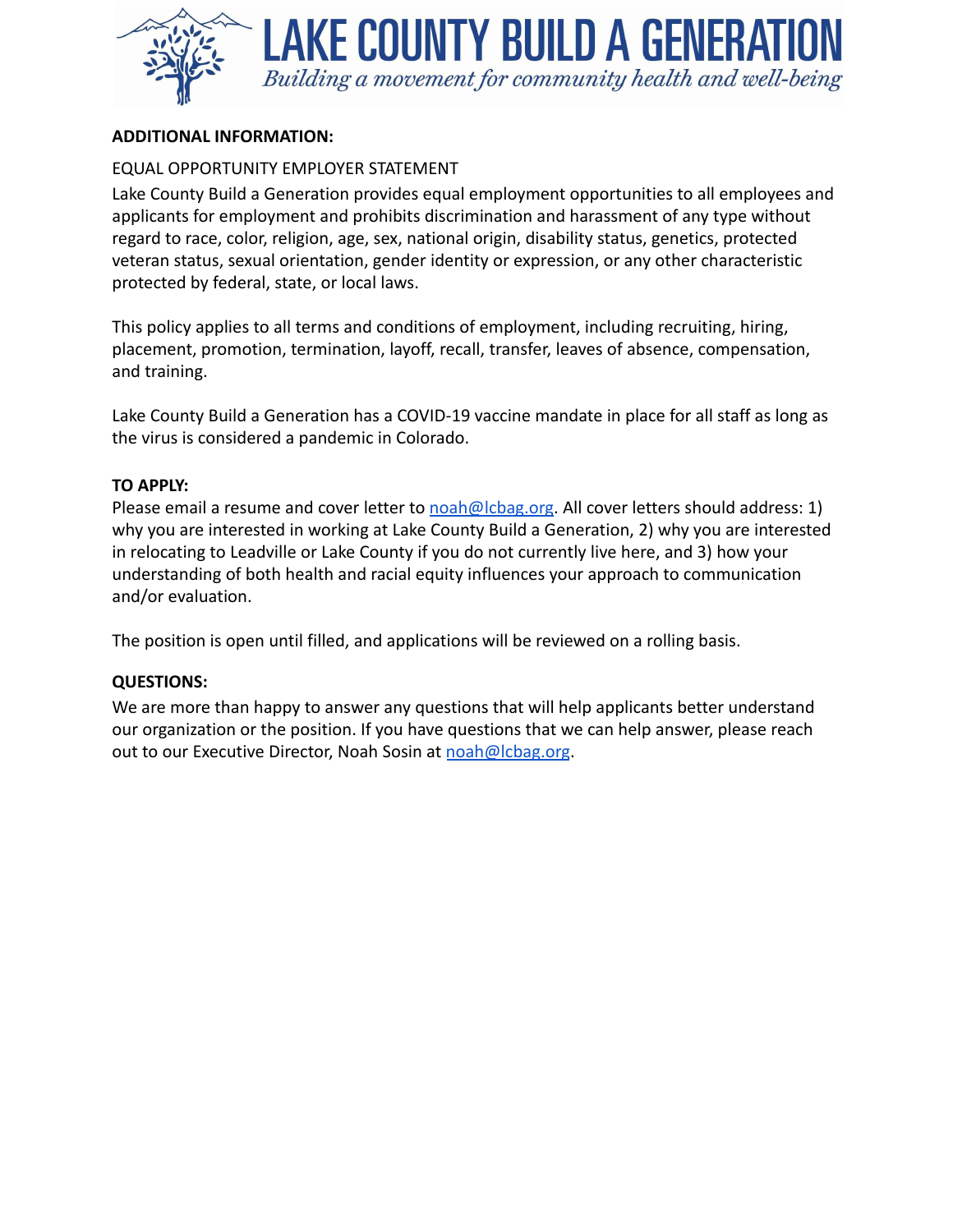**ADDITIONAL INFORMATION:**

EQUAL OPPORTUNITY EMPLOYER STATEMENT

Lake County Build a Generation provides equal employment opportunities to all employees and applicants for employment and prohibits discrimination and harassment of any type without regard to race, color, religion, age, sex, national origin, disability status, genetics, protected veteran status, sexual orientation, gender identity or expression, or any other characteristic protected by federal, state, or local laws.

This policy applies to all terms and conditions of employment, including recruiting, hiring, placement, promotion, termination, layoff, recall, transfer, leaves of absence, compensation, and training.

Lake County Build a Generation has a COVID-19 vaccine mandate in place for all staff as long as the virus is considered a pandemic in Colorado.

**TO APPLY:**

Please email a resume and cover letter to noah@lcbag.org. All cover letters should address: 1) why you are interested in working at Lake County Build a Generation, 2) why you are interested in relocating to Leadville or Lake County if you do not currently live here, and 3) how your understanding of both health and racial equity influences your approach to communication and/or evaluation.

The position is open until filled, and applications will be reviewed on a rolling basis.

**QUESTIONS:**

We are more than happy to answer any questions that will help applicants better understand our organization or the position. If you have questions that we can help answer, please reach out to our Executive Director, Noah Sosin at noah@lcbag.org.